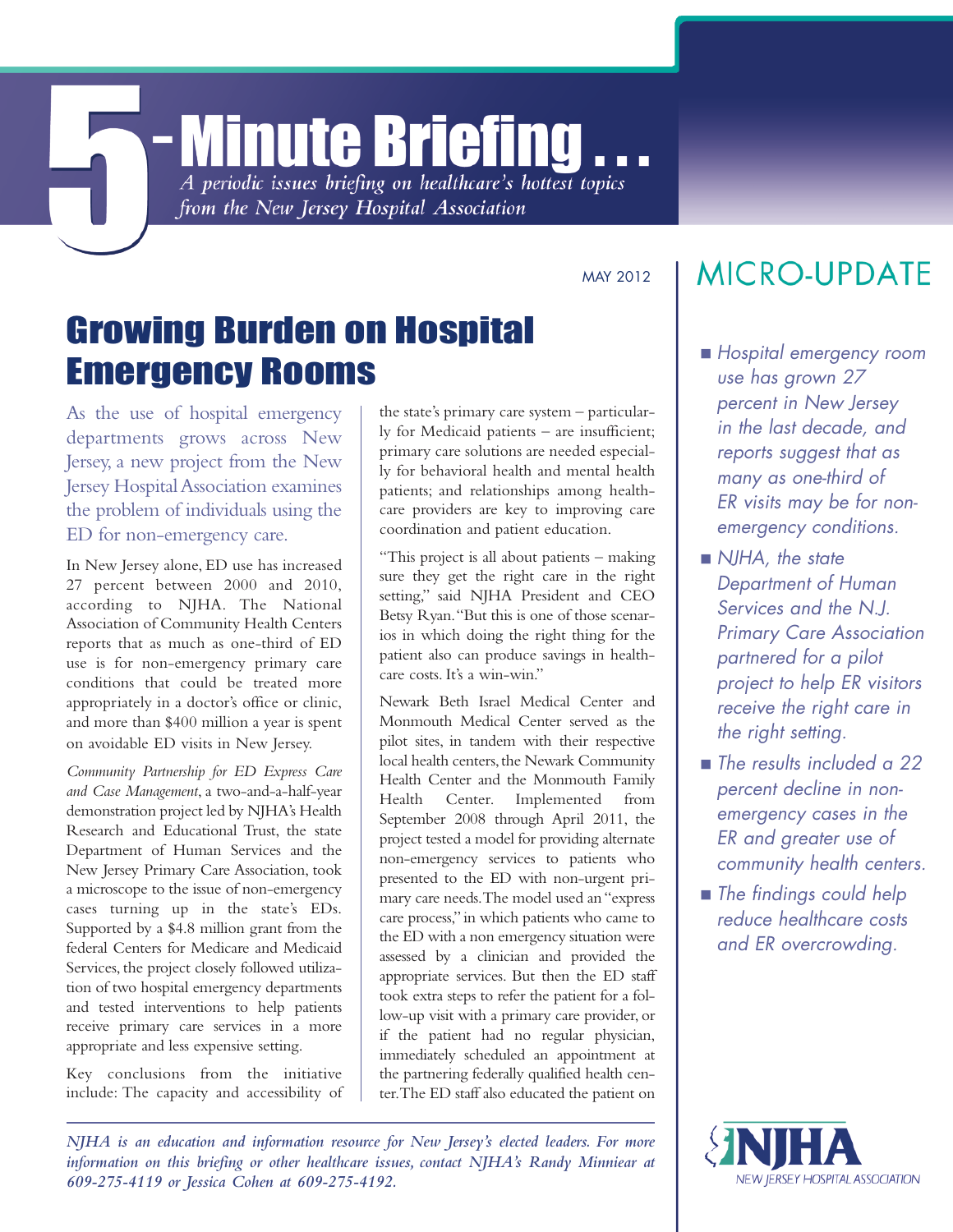# 5-Minute Briefing...

*A periodic issues briefing on healthcare's hottest topics from the New Jersey Hospital Association*

MAY 2012

## Growing Burden on Hospital Emergency Rooms

As the use of hospital emergency departments grows across New Jersey, a new project from the New Jersey Hospital Association examines the problem of individuals using the ED for non-emergency care.

In New Jersey alone, ED use has increased 27 percent between 2000 and 2010, according to NJHA. The National Association of Community Health Centers reports that as much as one-third of ED use is for non-emergency primary care conditions that could be treated more appropriately in a doctor's office or clinic, and more than $400 million a year is spent on avoidable ED visits in New Jersey.

*Community Partnership for ED Express Care and Case Management*, a two-and-a-half-year demonstration project led by NJHA's Health Research and Educational Trust, the state Department of Human Services and the New Jersey Primary Care Association, took a microscope to the issue of non-emergency cases turning up in the state's EDs. Supported by a $4.8 million grant from the federal Centers for Medicare and Medicaid Services, the project closely followed utilization of two hospital emergency departments and tested interventions to help patients receive primary care services in a more appropriate and less expensive setting.

Key conclusions from the initiative include: The capacity and accessibility of the state's primary care system – particularly for Medicaid patients – are insufficient; primary care solutions are needed especially for behavioral health and mental health patients; and relationships among healthcare providers are key to improving care coordination and patient education.

"This project is all about patients – making sure they get the right care in the right setting," said NJHA President and CEO Betsy Ryan. "But this is one of those scenarios in which doing the right thing for the patient also can produce savings in healthcare costs. It's a win-win."

Newark Beth Israel Medical Center and Monmouth Medical Center served as the pilot sites, in tandem with their respective local health centers, the Newark Community Health Center and the Monmouth Family Health Center. Implemented from September 2008 through April 2011, the project tested a model for providing alternate non-emergency services to patients who presented to the ED with non-urgent primary care needs. The model used an "express care process," in which patients who came to the ED with a non emergency situation were assessed by a clinician and provided the appropriate services. But then the ED staff took extra steps to refer the patient for a follow-up visit with a primary care provider, or if the patient had no regular physician, immediately scheduled an appointment at the partnering federally qualified health center. The ED staff also educated the patient on

*NJHA is an education and information resource for New Jersey's elected leaders. For more information on this briefing or other healthcare issues, contact NJHA's Randy Minniear at 609-275-4119 or Jessica Cohen at 609-275-4192.*

## MICRO-UPDATE

- *Hospital emergency room use has grown 27 percent in New Jersey in the last decade, and reports suggest that as many as one-third of ER visits may be for non-emergency conditions.*
- *NJHA, the state Department of Human Services and the N.J. Primary Care Association partnered for a pilot project to help ER visitors receive the right care in the right setting.*
- *The results included a 22 percent decline in non-emergency cases in the ER and greater use of community health centers.*
- *The findings could help reduce healthcare costs and ER overcrowding.*

NJHA
NEW JERSEY HOSPITAL ASSOCIATION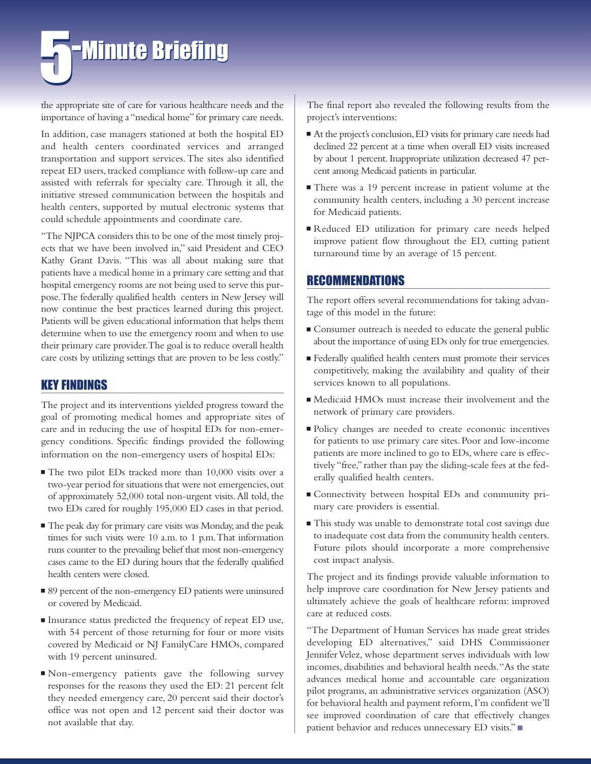the appropriate site of care for various healthcare needs and the importance of having a "medical home" for primary care needs.

In addition, case managers stationed at both the hospital ED and health centers coordinated services and arranged transportation and support services. The sites also identified repeat ED users, tracked compliance with follow-up care and assisted with referrals for specialty care. Through it all, the initiative stressed communication between the hospitals and health centers, supported by mutual electronic systems that could schedule appointments and coordinate care.

"The NJPCA considers this to be one of the most timely projects that we have been involved in," said President and CEO Kathy Grant Davis. "This was all about making sure that patients have a medical home in a primary care setting and that hospital emergency rooms are not being used to serve this purpose. The federally qualified health centers in New Jersey will now continue the best practices learned during this project. Patients will be given educational information that helps them determine when to use the emergency room and when to use their primary care provider. The goal is to reduce overall health care costs by utilizing settings that are proven to be less costly."

## KEY FINDINGS

The project and its interventions yielded progress toward the goal of promoting medical homes and appropriate sites of care and in reducing the use of hospital EDs for non-emergency conditions. Specific findings provided the following information on the non-emergency users of hospital EDs:

- The two pilot EDs tracked more than 10,000 visits over a two-year period for situations that were not emergencies, out of approximately 52,000 total non-urgent visits. All told, the two EDs cared for roughly 195,000 ED cases in that period.
- The peak day for primary care visits was Monday, and the peak times for such visits were 10 a.m. to 1 p.m. That information runs counter to the prevailing belief that most non-emergency cases came to the ED during hours that the federally qualified health centers were closed.
- 89 percent of the non-emergency ED patients were uninsured or covered by Medicaid.
- Insurance status predicted the frequency of repeat ED use, with 54 percent of those returning for four or more visits covered by Medicaid or NJ FamilyCare HMOs, compared with 19 percent uninsured.
- Non-emergency patients gave the following survey responses for the reasons they used the ED: 21 percent felt they needed emergency care, 20 percent said their doctor's office was not open and 12 percent said their doctor was not available that day.

The final report also revealed the following results from the project's interventions:

- At the project's conclusion, ED visits for primary care needs had declined 22 percent at a time when overall ED visits increased by about 1 percent. Inappropriate utilization decreased 47 percent among Medicaid patients in particular.
- There was a 19 percent increase in patient volume at the community health centers, including a 30 percent increase for Medicaid patients.
- Reduced ED utilization for primary care needs helped improve patient flow throughout the ED, cutting patient turnaround time by an average of 15 percent.

## RECOMMENDATIONS

The report offers several recommendations for taking advantage of this model in the future:

- Consumer outreach is needed to educate the general public about the importance of using EDs only for true emergencies.
- Federally qualified health centers must promote their services competitively, making the availability and quality of their services known to all populations.
- Medicaid HMOs must increase their involvement and the network of primary care providers.
- Policy changes are needed to create economic incentives for patients to use primary care sites. Poor and low-income patients are more inclined to go to EDs, where care is effectively "free," rather than pay the sliding-scale fees at the federally qualified health centers.
- Connectivity between hospital EDs and community primary care providers is essential.
- This study was unable to demonstrate total cost savings due to inadequate cost data from the community health centers. Future pilots should incorporate a more comprehensive cost impact analysis.

The project and its findings provide valuable information to help improve care coordination for New Jersey patients and ultimately achieve the goals of healthcare reform: improved care at reduced costs.

"The Department of Human Services has made great strides developing ED alternatives," said DHS Commissioner Jennifer Velez, whose department serves individuals with low incomes, disabilities and behavioral health needs. "As the state advances medical home and accountable care organization pilot programs, an administrative services organization (ASO) for behavioral health and payment reform, I'm confident we'll see improved coordination of care that effectively changes patient behavior and reduces unnecessary ED visits." ■